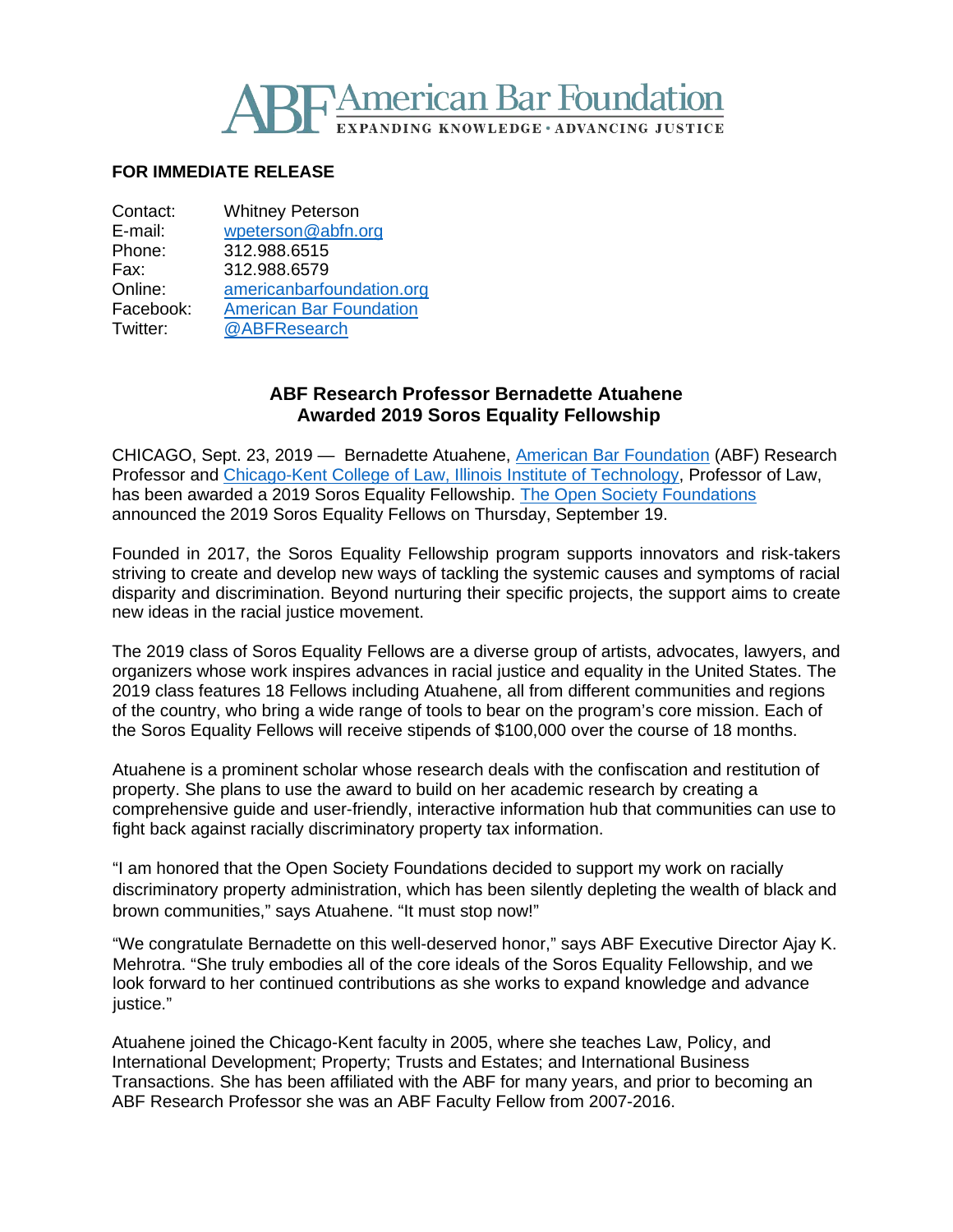# American Bar Foundation

EXPANDING KNOWLEDGE • ADVANCING JUSTICE

**FOR IMMEDIATE RELEASE**

Contact: Whitney Peterson
E-mail: wpeterson@abfn.org
Phone: 312.988.6515
Fax: 312.988.6579
Online: americanbarfoundation.org
Facebook: American Bar Foundation
Twitter: @ABFResearch

## ABF Research Professor Bernadette Atuahene Awarded 2019 Soros Equality Fellowship

CHICAGO, Sept. 23, 2019 — Bernadette Atuahene, American Bar Foundation (ABF) Research Professor and Chicago-Kent College of Law, Illinois Institute of Technology, Professor of Law, has been awarded a 2019 Soros Equality Fellowship. The Open Society Foundations announced the 2019 Soros Equality Fellows on Thursday, September 19.

Founded in 2017, the Soros Equality Fellowship program supports innovators and risk-takers striving to create and develop new ways of tackling the systemic causes and symptoms of racial disparity and discrimination. Beyond nurturing their specific projects, the support aims to create new ideas in the racial justice movement.

The 2019 class of Soros Equality Fellows are a diverse group of artists, advocates, lawyers, and organizers whose work inspires advances in racial justice and equality in the United States. The 2019 class features 18 Fellows including Atuahene, all from different communities and regions of the country, who bring a wide range of tools to bear on the program's core mission. Each of the Soros Equality Fellows will receive stipends of $100,000 over the course of 18 months.

Atuahene is a prominent scholar whose research deals with the confiscation and restitution of property. She plans to use the award to build on her academic research by creating a comprehensive guide and user-friendly, interactive information hub that communities can use to fight back against racially discriminatory property tax information.

"I am honored that the Open Society Foundations decided to support my work on racially discriminatory property administration, which has been silently depleting the wealth of black and brown communities," says Atuahene. "It must stop now!"

"We congratulate Bernadette on this well-deserved honor," says ABF Executive Director Ajay K. Mehrotra. "She truly embodies all of the core ideals of the Soros Equality Fellowship, and we look forward to her continued contributions as she works to expand knowledge and advance justice."

Atuahene joined the Chicago-Kent faculty in 2005, where she teaches Law, Policy, and International Development; Property; Trusts and Estates; and International Business Transactions. She has been affiliated with the ABF for many years, and prior to becoming an ABF Research Professor she was an ABF Faculty Fellow from 2007-2016.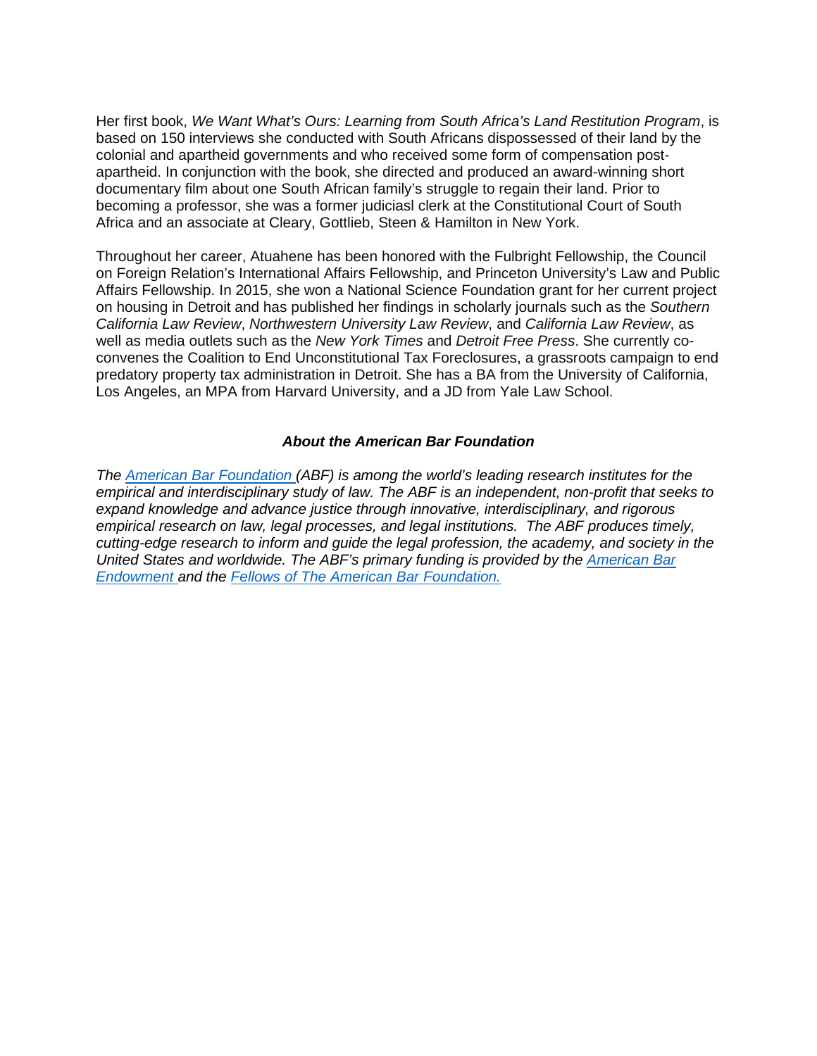Her first book, *We Want What's Ours: Learning from South Africa's Land Restitution Program*, is based on 150 interviews she conducted with South Africans dispossessed of their land by the colonial and apartheid governments and who received some form of compensation post-apartheid. In conjunction with the book, she directed and produced an award-winning short documentary film about one South African family's struggle to regain their land. Prior to becoming a professor, she was a former judiciasl clerk at the Constitutional Court of South Africa and an associate at Cleary, Gottlieb, Steen & Hamilton in New York.

Throughout her career, Atuahene has been honored with the Fulbright Fellowship, the Council on Foreign Relation's International Affairs Fellowship, and Princeton University's Law and Public Affairs Fellowship. In 2015, she won a National Science Foundation grant for her current project on housing in Detroit and has published her findings in scholarly journals such as the *Southern California Law Review*, *Northwestern University Law Review*, and *California Law Review*, as well as media outlets such as the *New York Times* and *Detroit Free Press*. She currently co-convenes the Coalition to End Unconstitutional Tax Foreclosures, a grassroots campaign to end predatory property tax administration in Detroit. She has a BA from the University of California, Los Angeles, an MPA from Harvard University, and a JD from Yale Law School.

### *About the American Bar Foundation*

*The American Bar Foundation (ABF) is among the world's leading research institutes for the empirical and interdisciplinary study of law. The ABF is an independent, non-profit that seeks to expand knowledge and advance justice through innovative, interdisciplinary, and rigorous empirical research on law, legal processes, and legal institutions. The ABF produces timely, cutting-edge research to inform and guide the legal profession, the academy, and society in the United States and worldwide. The ABF's primary funding is provided by the American Bar Endowment and the Fellows of The American Bar Foundation.*